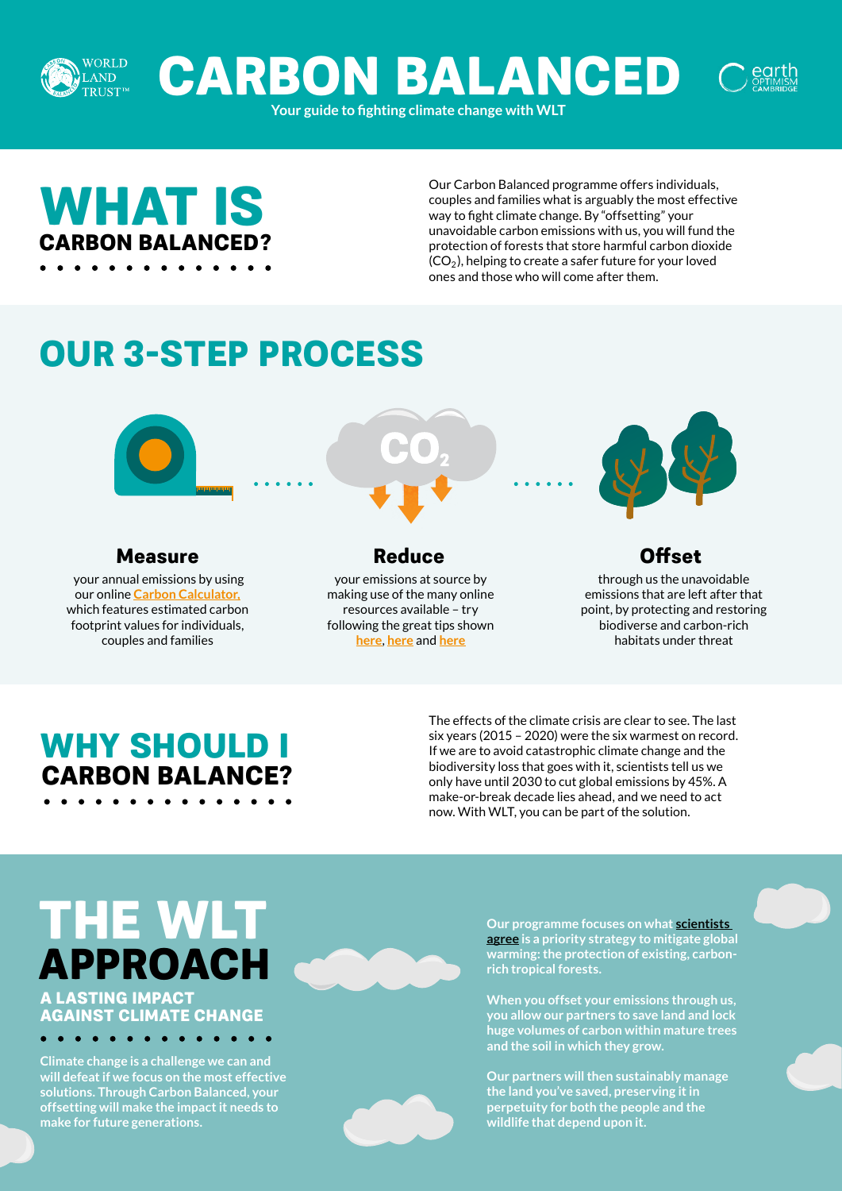WORLD LAND TRUST™

# CARBON BALANCED

Your guide to fighting climate change with WLT

earth OPTIMISM CAMBRIDGE

## WHAT IS CARBON BALANCED?

Our Carbon Balanced programme offers individuals, couples and families what is arguably the most effective way to fight climate change. By "offsetting" your unavoidable carbon emissions with us, you will fund the protection of forests that store harmful carbon dioxide ($CO_2$), helping to create a safer future for your loved ones and those who will come after them.

## OUR 3-STEP PROCESS

### Measure

your annual emissions by using our online Carbon Calculator, which features estimated carbon footprint values for individuals, couples and families

### Reduce

your emissions at source by making use of the many online resources available – try following the great tips shown here, here and here

### Offset

through us the unavoidable emissions that are left after that point, by protecting and restoring biodiverse and carbon-rich habitats under threat

## WHY SHOULD I CARBON BALANCE?

The effects of the climate crisis are clear to see. The last six years (2015 – 2020) were the six warmest on record. If we are to avoid catastrophic climate change and the biodiversity loss that goes with it, scientists tell us we only have until 2030 to cut global emissions by 45%. A make-or-break decade lies ahead, and we need to act now. With WLT, you can be part of the solution.

## THE WLT APPROACH

### A LASTING IMPACT AGAINST CLIMATE CHANGE

Climate change is a challenge we can and will defeat if we focus on the most effective solutions. Through Carbon Balanced, your offsetting will make the impact it needs to make for future generations.

Our programme focuses on what scientists agree is a priority strategy to mitigate global warming: the protection of existing, carbon-rich tropical forests.

When you offset your emissions through us, you allow our partners to save land and lock huge volumes of carbon within mature trees and the soil in which they grow.

Our partners will then sustainably manage the land you've saved, preserving it in perpetuity for both the people and the wildlife that depend upon it.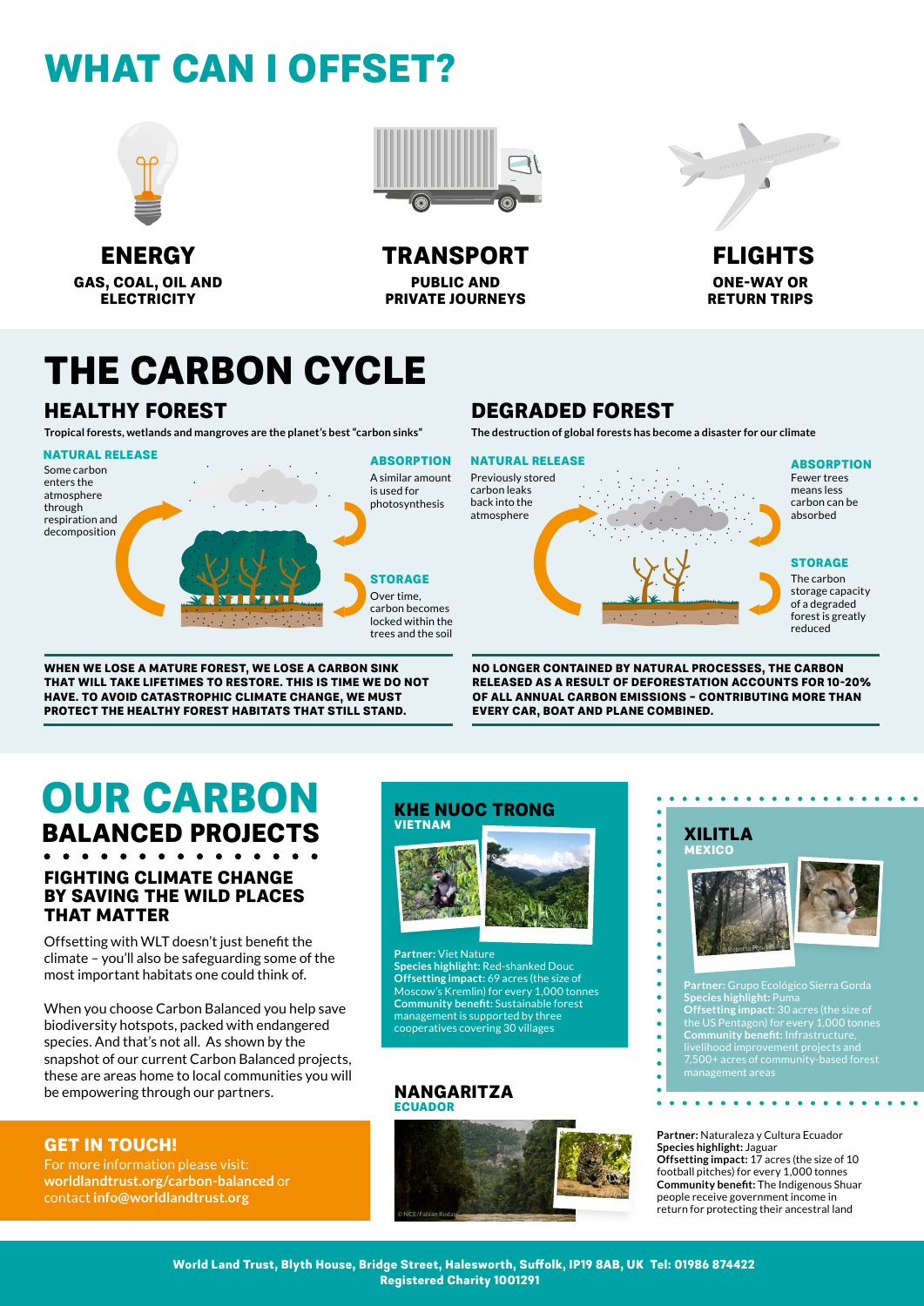# WHAT CAN I OFFSET?

## ENERGY
**GAS, COAL, OIL AND ELECTRICITY**

## TRANSPORT
**PUBLIC AND PRIVATE JOURNEYS**

## FLIGHTS
**ONE-WAY OR RETURN TRIPS**

# THE CARBON CYCLE

## HEALTHY FOREST

**Tropical forests, wetlands and mangroves are the planet's best "carbon sinks"**

**NATURAL RELEASE**
Some carbon enters the atmosphere through respiration and decomposition

**ABSORPTION**
A similar amount is used for photosynthesis

**STORAGE**
Over time, carbon becomes locked within the trees and the soil

**WHEN WE LOSE A MATURE FOREST, WE LOSE A CARBON SINK THAT WILL TAKE LIFETIMES TO RESTORE. THIS IS TIME WE DO NOT HAVE. TO AVOID CATASTROPHIC CLIMATE CHANGE, WE MUST PROTECT THE HEALTHY FOREST HABITATS THAT STILL STAND.**

## DEGRADED FOREST

**The destruction of global forests has become a disaster for our climate**

**NATURAL RELEASE**
Previously stored carbon leaks back into the atmosphere

**ABSORPTION**
Fewer trees means less carbon can be absorbed

**STORAGE**
The carbon storage capacity of a degraded forest is greatly reduced

**NO LONGER CONTAINED BY NATURAL PROCESSES, THE CARBON RELEASED AS A RESULT OF DEFORESTATION ACCOUNTS FOR 10-20% OF ALL ANNUAL CARBON EMISSIONS – CONTRIBUTING MORE THAN EVERY CAR, BOAT AND PLANE COMBINED.**

# OUR CARBON BALANCED PROJECTS

### FIGHTING CLIMATE CHANGE BY SAVING THE WILD PLACES THAT MATTER

Offsetting with WLT doesn't just benefit the climate – you'll also be safeguarding some of the most important habitats one could think of.

When you choose Carbon Balanced you help save biodiversity hotspots, packed with endangered species. And that's not all. As shown by the snapshot of our current Carbon Balanced projects, these are areas home to local communities you will be empowering through our partners.

## KHE NUOC TRONG
**VIETNAM**

**Partner:** Viet Nature
**Species highlight:** Red-shanked Douc
**Offsetting impact:** 69 acres (the size of Moscow's Kremlin) for every 1,000 tonnes
**Community benefit:** Sustainable forest management is supported by three cooperatives covering 30 villages

## XILITLA
**MEXICO**

**Partner:** Grupo Ecológico Sierra Gorda
**Species highlight:** Puma
**Offsetting impact:** 30 acres (the size of the US Pentagon) for every 1,000 tonnes
**Community benefit:** Infrastructure, livelihood improvement projects and 7,500+ acres of community-based forest management areas

## NANGARITZA
**ECUADOR**

© NCE/Fabian Rodas

**Partner:** Naturaleza y Cultura Ecuador
**Species highlight:** Jaguar
**Offsetting impact:** 17 acres (the size of 10 football pitches) for every 1,000 tonnes
**Community benefit:** The Indigenous Shuar people receive government income in return for protecting their ancestral land

## GET IN TOUCH!

For more information please visit: **worldlandtrust.org/carbon-balanced** or contact **info@worldlandtrust.org**

**World Land Trust, Blyth House, Bridge Street, Halesworth, Suffolk, IP19 8AB, UK Tel: 01986 874422**
**Registered Charity 1001291**